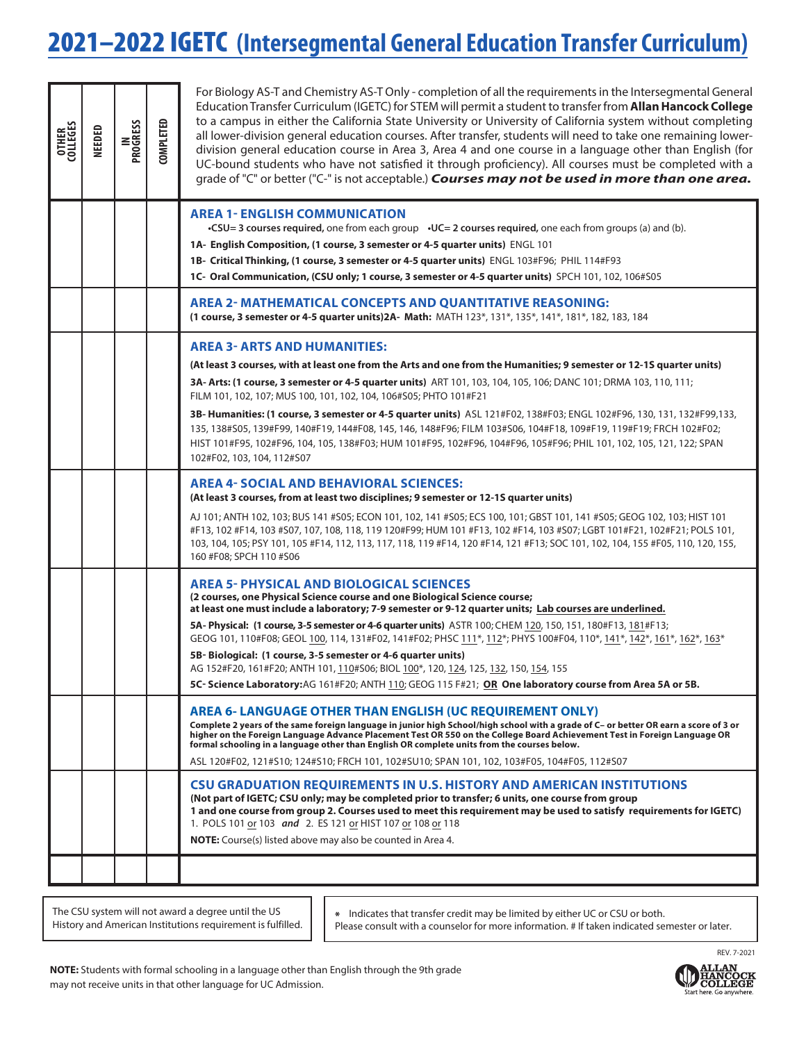# 2021–2022 IGETC (Intersegmental General Education Transfer Curriculum)

| OTHER COLLEGES | NEEDED | IN PROGRESS | COMPLETED | |
|---|---|---|---|---|
| | | | | For Biology AS-T and Chemistry AS-T Only - completion of all the requirements in the Intersegmental General Education Transfer Curriculum (IGETC) for STEM will permit a student to transfer from **Allan Hancock College** to a campus in either the California State University or University of California system without completing all lower-division general education courses. After transfer, students will need to take one remaining lower-division general education course in Area 3, Area 4 and one course in a language other than English (for UC-bound students who have not satisfied it through proficiency). All courses must be completed with a grade of "C" or better ("C-" is not acceptable.) ***Courses may not be used in more than one area.*** |
| | | | | **AREA 1- ENGLISH COMMUNICATION** •**CSU= 3 courses required,** one from each group •**UC= 2 courses required,** one each from groups (a) and (b). **1A- English Composition, (1 course, 3 semester or 4-5 quarter units)** ENGL 101 **1B- Critical Thinking, (1 course, 3 semester or 4-5 quarter units)** ENGL 103#F96; PHIL 114#F93 **1C- Oral Communication, (CSU only; 1 course, 3 semester or 4-5 quarter units)** SPCH 101, 102, 106#S05 |
| | | | | **AREA 2- MATHEMATICAL CONCEPTS AND QUANTITATIVE REASONING:** **(1 course, 3 semester or 4-5 quarter units)2A- Math:** MATH 123*, 131*, 135*, 141*, 181*, 182, 183, 184 |
| | | | | **AREA 3- ARTS AND HUMANITIES:** **(At least 3 courses, with at least one from the Arts and one from the Humanities; 9 semester or 12-15 quarter units)** **3A- Arts: (1 course, 3 semester or 4-5 quarter units)** ART 101, 103, 104, 105, 106; DANC 101; DRMA 103, 110, 111; FILM 101, 102, 107; MUS 100, 101, 102, 104, 106#S05; PHTO 101#F21 **3B- Humanities: (1 course, 3 semester or 4-5 quarter units)** ASL 121#F02, 138#F03; ENGL 102#F96, 130, 131, 132#F99,133, 135, 138#S05, 139#F99, 140#F19, 144#F08, 145, 146, 148#F96; FILM 103#S06, 104#F18, 109#F19, 119#F19; FRCH 102#F02; HIST 101#F95, 102#F96, 104, 105, 138#F03; HUM 101#F95, 102#F96, 104#F96, 105#F96; PHIL 101, 102, 105, 121, 122; SPAN 102#F02, 103, 104, 112#S07 |
| | | | | **AREA 4- SOCIAL AND BEHAVIORAL SCIENCES:** **(At least 3 courses, from at least two disciplines; 9 semester or 12-15 quarter units)** AJ 101; ANTH 102, 103; BUS 141 #S05; ECON 101, 102, 141 #S05; ECS 100, 101; GBST 101, 141 #S05; GEOG 102, 103; HIST 101 #F13, 102 #F14, 103 #S07, 107, 108, 118, 119 120#F99; HUM 101 #F13, 102 #F14, 103 #S07; LGBT 101#F21, 102#F21; POLS 101, 103, 104, 105; PSY 101, 105 #F14, 112, 113, 117, 118, 119 #F14, 120 #F14, 121 #F13; SOC 101, 102, 104, 155 #F05, 110, 120, 155, 160 #F08; SPCH 110 #S06 |
| | | | | **AREA 5- PHYSICAL AND BIOLOGICAL SCIENCES** **(2 courses, one Physical Science course and one Biological Science course; at least one must include a laboratory; 7-9 semester or 9-12 quarter units; Lab courses are underlined.** **5A- Physical: (1 course, 3-5 semester or 4-6 quarter units)** ASTR 100; CHEM 120, 150, 151, 180#F13, 181#F13; GEOG 101, 110#F08; GEOL 100, 114, 131#F02, 141#F02; PHSC 111*, 112*; PHYS 100#F04, 110*, 141*, 142*, 161*, 162*, 163* **5B- Biological: (1 course, 3-5 semester or 4-6 quarter units)** AG 152#F20, 161#F20; ANTH 101, 110#S06; BIOL 100*, 120, 124, 125, 132, 150, 154, 155 **5C- Science Laboratory:**AG 161#F20; ANTH 110; GEOG 115 F#21; **OR One laboratory course from Area 5A or 5B.** |
| | | | | **AREA 6- LANGUAGE OTHER THAN ENGLISH (UC REQUIREMENT ONLY)** **Complete 2 years of the same foreign language in junior high School/high school with a grade of C– or better OR earn a score of 3 or higher on the Foreign Language Advance Placement Test OR 550 on the College Board Achievement Test in Foreign Language OR formal schooling in a language other than English OR complete units from the courses below.** ASL 120#F02, 121#S10; 124#S10; FRCH 101, 102#SU10; SPAN 101, 102, 103#F05, 104#F05, 112#S07 |
| | | | | **CSU GRADUATION REQUIREMENTS IN U.S. HISTORY AND AMERICAN INSTITUTIONS** **(Not part of IGETC; CSU only; may be completed prior to transfer; 6 units, one course from group 1 and one course from group 2. Courses used to meet this requirement may be used to satisfy requirements for IGETC)** 1. POLS 101 or 103 ***and*** 2. ES 121 or HIST 107 or 108 or 118 **NOTE:** Course(s) listed above may also be counted in Area 4. |
| | | | | |

The CSU system will not award a degree until the US History and American Institutions requirement is fulfilled.

\* Indicates that transfer credit may be limited by either UC or CSU or both. Please consult with a counselor for more information. # If taken indicated semester or later.

REV. 7-2021

**NOTE:** Students with formal schooling in a language other than English through the 9th grade may not receive units in that other language for UC Admission.

ALLAN HANCOCK COLLEGE
Start here. Go anywhere.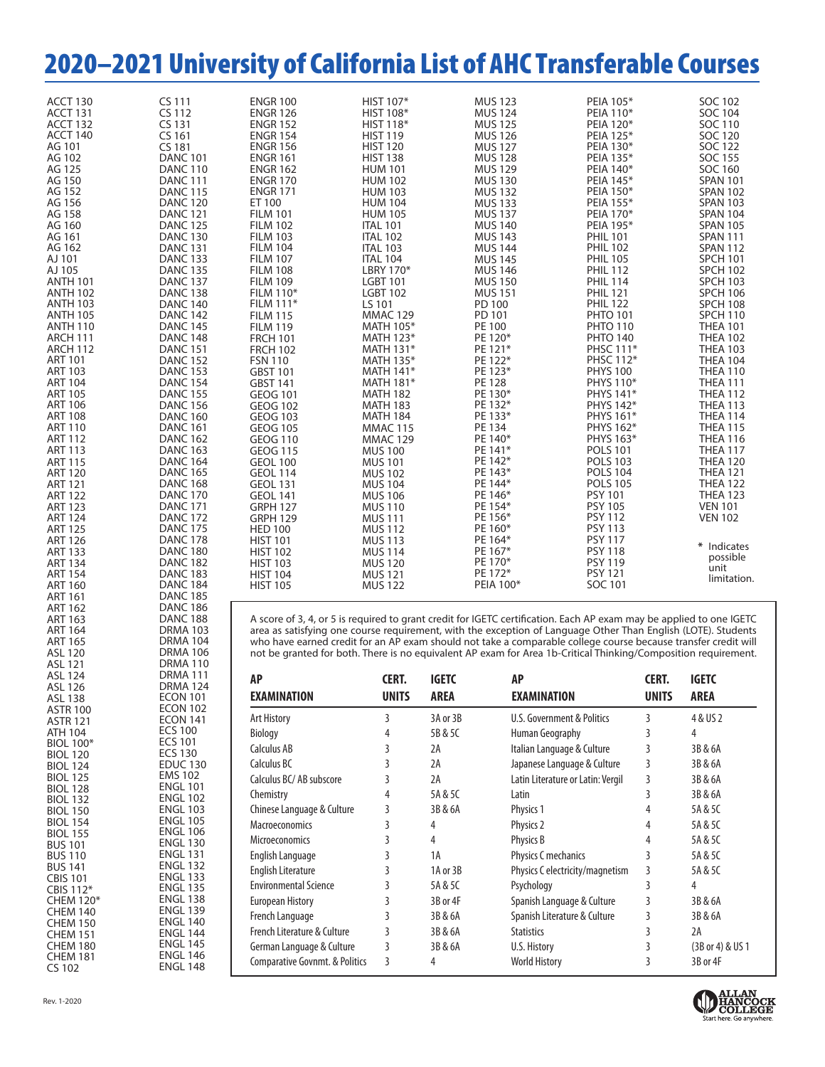# 2020–2021 University of California List of AHC Transferable Courses

ACCT 130
ACCT 131
ACCT 132
ACCT 140
AG 101
AG 102
AG 125
AG 150
AG 152
AG 156
AG 158
AG 160
AG 161
AG 162
AJ 101
AJ 105
ANTH 101
ANTH 102
ANTH 103
ANTH 105
ANTH 110
ARCH 111
ARCH 112
ART 101
ART 103
ART 104
ART 105
ART 106
ART 108
ART 110
ART 112
ART 113
ART 115
ART 120
ART 121
ART 122
ART 123
ART 124
ART 125
ART 126
ART 133
ART 134
ART 154
ART 160
ART 161
ART 162
ART 163
ART 164
ART 165
ASL 120
ASL 121
ASL 124
ASL 126
ASL 138
ASTR 100
ASTR 121
ATH 104
BIOL 100*
BIOL 120
BIOL 124
BIOL 125
BIOL 128
BIOL 132
BIOL 150
BIOL 154
BIOL 155
BUS 101
BUS 110
BUS 141
CBIS 101
CBIS 112*
CHEM 120*
CHEM 140
CHEM 150
CHEM 151
CHEM 180
CHEM 181
CS 102
CS 111
CS 112
CS 131
CS 161
CS 181
DANC 101
DANC 110
DANC 111
DANC 115
DANC 120
DANC 121
DANC 125
DANC 130
DANC 131
DANC 133
DANC 135
DANC 137
DANC 138
DANC 140
DANC 142
DANC 145
DANC 148
DANC 151
DANC 152
DANC 153
DANC 154
DANC 155
DANC 156
DANC 160
DANC 161
DANC 162
DANC 163
DANC 164
DANC 165
DANC 168
DANC 170
DANC 171
DANC 172
DANC 175
DANC 178
DANC 180
DANC 182
DANC 183
DANC 184
DANC 185
DANC 186
DANC 188
DRMA 103
DRMA 104
DRMA 106
DRMA 110
DRMA 111
DRMA 124
ECON 101
ECON 102
ECON 141
ECS 100
ECS 101
ECS 130
EDUC 130
EMS 102
ENGL 101
ENGL 102
ENGL 103
ENGL 105
ENGL 106
ENGL 130
ENGL 131
ENGL 132
ENGL 133
ENGL 135
ENGL 138
ENGL 139
ENGL 140
ENGL 144
ENGL 145
ENGL 146
ENGL 148
ENGR 100
ENGR 126
ENGR 152
ENGR 154
ENGR 156
ENGR 161
ENGR 162
ENGR 170
ENGR 171
ET 100
FILM 101
FILM 102
FILM 103
FILM 104
FILM 107
FILM 108
FILM 109
FILM 110*
FILM 111*
FILM 115
FILM 119
FRCH 101
FRCH 102
FSN 110
GBST 101
GBST 141
GEOG 101
GEOG 102
GEOG 103
GEOG 105
GEOG 110
GEOG 115
GEOL 100
GEOL 114
GEOL 131
GEOL 141
GRPH 127
GRPH 129
HED 100
HIST 101
HIST 102
HIST 103
HIST 104
HIST 105
HIST 107*
HIST 108*
HIST 118*
HIST 119
HIST 120
HIST 138
HUM 101
HUM 102
HUM 103
HUM 104
HUM 105
ITAL 101
ITAL 102
ITAL 103
ITAL 104
LBRY 170*
LGBT 101
LGBT 102
LS 101
MMAC 129
MATH 105*
MATH 123*
MATH 131*
MATH 135*
MATH 141*
MATH 181*
MATH 182
MATH 183
MATH 184
MMAC 115
MMAC 129
MUS 100
MUS 101
MUS 102
MUS 104
MUS 106
MUS 110
MUS 111
MUS 112
MUS 113
MUS 114
MUS 120
MUS 121
MUS 122
MUS 123
MUS 124
MUS 125
MUS 126
MUS 127
MUS 128
MUS 129
MUS 130
MUS 132
MUS 133
MUS 137
MUS 140
MUS 143
MUS 144
MUS 145
MUS 146
MUS 150
MUS 151
PD 100
PD 101
PE 100
PE 120*
PE 121*
PE 122*
PE 123*
PE 128
PE 130*
PE 132*
PE 133*
PE 134
PE 140*
PE 141*
PE 142*
PE 143*
PE 144*
PE 146*
PE 154*
PE 156*
PE 160*
PE 164*
PE 167*
PE 170*
PE 172*
PEIA 100*
PEIA 105*
PEIA 110*
PEIA 120*
PEIA 125*
PEIA 130*
PEIA 135*
PEIA 140*
PEIA 145*
PEIA 150*
PEIA 155*
PEIA 170*
PEIA 195*
PHIL 101
PHIL 102
PHIL 105
PHIL 112
PHIL 114
PHIL 121
PHIL 122
PHTO 101
PHTO 110
PHTO 140
PHSC 111*
PHSC 112*
PHYS 100
PHYS 110*
PHYS 141*
PHYS 142*
PHYS 161*
PHYS 162*
PHYS 163*
POLS 101
POLS 103
POLS 104
POLS 105
PSY 101
PSY 105
PSY 112
PSY 113
PSY 117
PSY 118
PSY 119
PSY 121
SOC 101
SOC 102
SOC 104
SOC 110
SOC 120
SOC 122
SOC 155
SOC 160
SPAN 101
SPAN 102
SPAN 103
SPAN 104
SPAN 105
SPAN 111
SPAN 112
SPCH 101
SPCH 102
SPCH 103
SPCH 106
SPCH 108
SPCH 110
THEA 101
THEA 102
THEA 103
THEA 104
THEA 110
THEA 111
THEA 112
THEA 113
THEA 114
THEA 115
THEA 116
THEA 117
THEA 120
THEA 121
THEA 122
THEA 123
VEN 101
VEN 102

* Indicates possible unit limitation.

A score of 3, 4, or 5 is required to grant credit for IGETC certification. Each AP exam may be applied to one IGETC area as satisfying one course requirement, with the exception of Language Other Than English (LOTE). Students who have earned credit for an AP exam should not take a comparable college course because transfer credit will not be granted for both. There is no equivalent AP exam for Area 1b-Critical Thinking/Composition requirement.

| AP EXAMINATION | CERT. UNITS | IGETC AREA | AP EXAMINATION | CERT. UNITS | IGETC AREA |
|---|---|---|---|---|---|
| Art History | 3 | 3A or 3B | U.S. Government & Politics | 3 | 4 & US 2 |
| Biology | 4 | 5B & 5C | Human Geography | 3 | 4 |
| Calculus AB | 3 | 2A | Italian Language & Culture | 3 | 3B & 6A |
| Calculus BC | 3 | 2A | Japanese Language & Culture | 3 | 3B & 6A |
| Calculus BC/ AB subscore | 3 | 2A | Latin Literature or Latin: Vergil | 3 | 3B & 6A |
| Chemistry | 4 | 5A & 5C | Latin | 3 | 3B & 6A |
| Chinese Language & Culture | 3 | 3B & 6A | Physics 1 | 4 | 5A & 5C |
| Macroeconomics | 3 | 4 | Physics 2 | 4 | 5A & 5C |
| Microeconomics | 3 | 4 | Physics B | 4 | 5A & 5C |
| English Language | 3 | 1A | Physics C mechanics | 3 | 5A & 5C |
| English Literature | 3 | 1A or 3B | Physics C electricity/magnetism | 3 | 5A & 5C |
| Environmental Science | 3 | 5A & 5C | Psychology | 3 | 4 |
| European History | 3 | 3B or 4F | Spanish Language & Culture | 3 | 3B & 6A |
| French Language | 3 | 3B & 6A | Spanish Literature & Culture | 3 | 3B & 6A |
| French Literature & Culture | 3 | 3B & 6A | Statistics | 3 | 2A |
| German Language & Culture | 3 | 3B & 6A | U.S. History | 3 | (3B or 4) & US 1 |
| Comparative Govnmt. & Politics | 3 | 4 | World History | 3 | 3B or 4F |

Rev. 1-2020